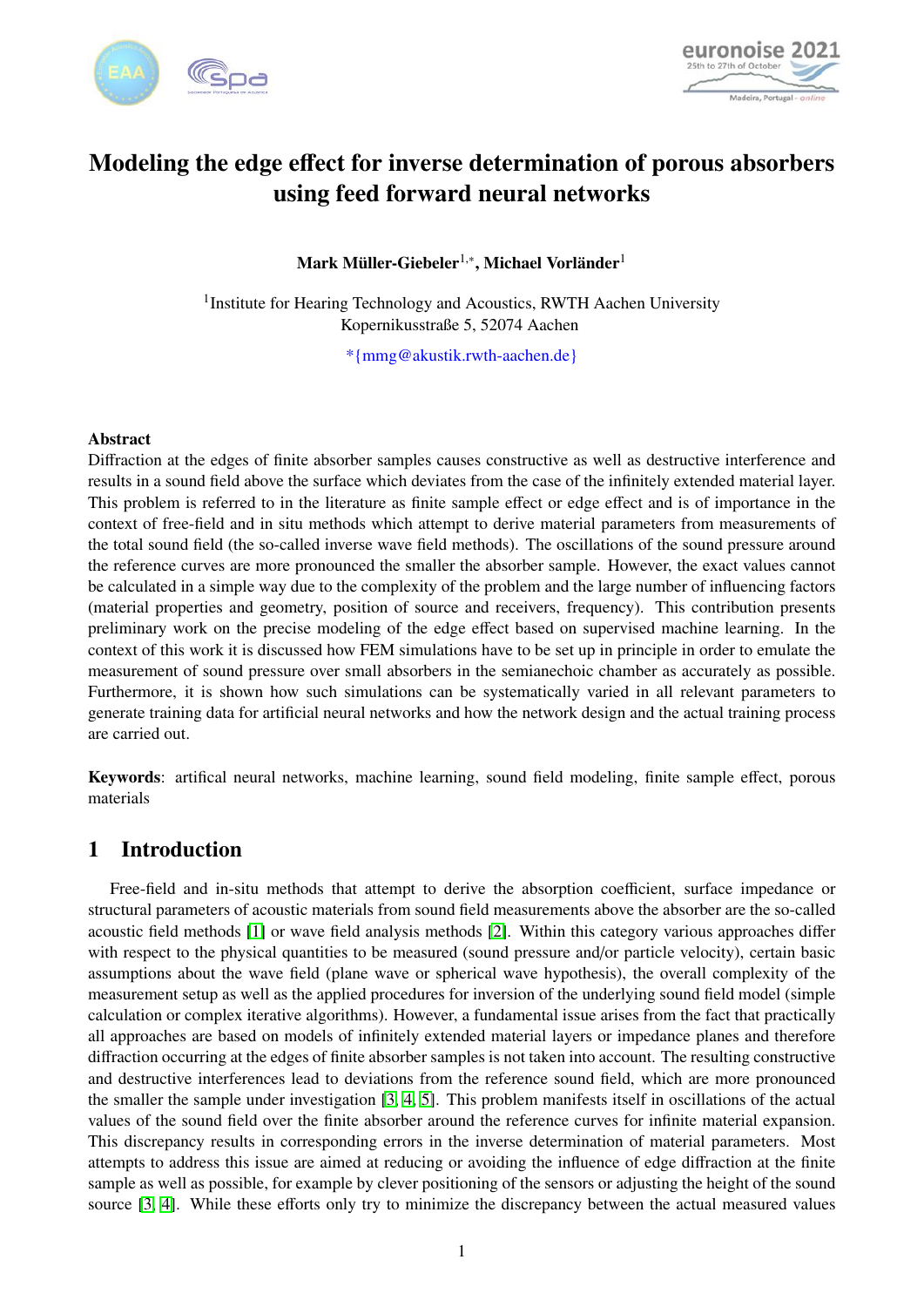# Modeling the edge effect for inverse determination of porous absorbers using feed forward neural networks

**Mark Müller-Giebeler[1,*], Michael Vorländer[1]**

[1]Institute for Hearing Technology and Acoustics, RWTH Aachen University
Kopernikusstraße 5, 52074 Aachen

*{mmg@akustik.rwth-aachen.de}

### Abstract

Diffraction at the edges of finite absorber samples causes constructive as well as destructive interference and results in a sound field above the surface which deviates from the case of the infinitely extended material layer. This problem is referred to in the literature as finite sample effect or edge effect and is of importance in the context of free-field and in situ methods which attempt to derive material parameters from measurements of the total sound field (the so-called inverse wave field methods). The oscillations of the sound pressure around the reference curves are more pronounced the smaller the absorber sample. However, the exact values cannot be calculated in a simple way due to the complexity of the problem and the large number of influencing factors (material properties and geometry, position of source and receivers, frequency). This contribution presents preliminary work on the precise modeling of the edge effect based on supervised machine learning. In the context of this work it is discussed how FEM simulations have to be set up in principle in order to emulate the measurement of sound pressure over small absorbers in the semianechoic chamber as accurately as possible. Furthermore, it is shown how such simulations can be systematically varied in all relevant parameters to generate training data for artificial neural networks and how the network design and the actual training process are carried out.

**Keywords**: artifical neural networks, machine learning, sound field modeling, finite sample effect, porous materials

## 1 Introduction

Free-field and in-situ methods that attempt to derive the absorption coefficient, surface impedance or structural parameters of acoustic materials from sound field measurements above the absorber are the so-called acoustic field methods [1] or wave field analysis methods [2]. Within this category various approaches differ with respect to the physical quantities to be measured (sound pressure and/or particle velocity), certain basic assumptions about the wave field (plane wave or spherical wave hypothesis), the overall complexity of the measurement setup as well as the applied procedures for inversion of the underlying sound field model (simple calculation or complex iterative algorithms). However, a fundamental issue arises from the fact that practically all approaches are based on models of infinitely extended material layers or impedance planes and therefore diffraction occurring at the edges of finite absorber samples is not taken into account. The resulting constructive and destructive interferences lead to deviations from the reference sound field, which are more pronounced the smaller the sample under investigation [3, 4, 5]. This problem manifests itself in oscillations of the actual values of the sound field over the finite absorber around the reference curves for infinite material expansion. This discrepancy results in corresponding errors in the inverse determination of material parameters. Most attempts to address this issue are aimed at reducing or avoiding the influence of edge diffraction at the finite sample as well as possible, for example by clever positioning of the sensors or adjusting the height of the sound source [3, 4]. While these efforts only try to minimize the discrepancy between the actual measured values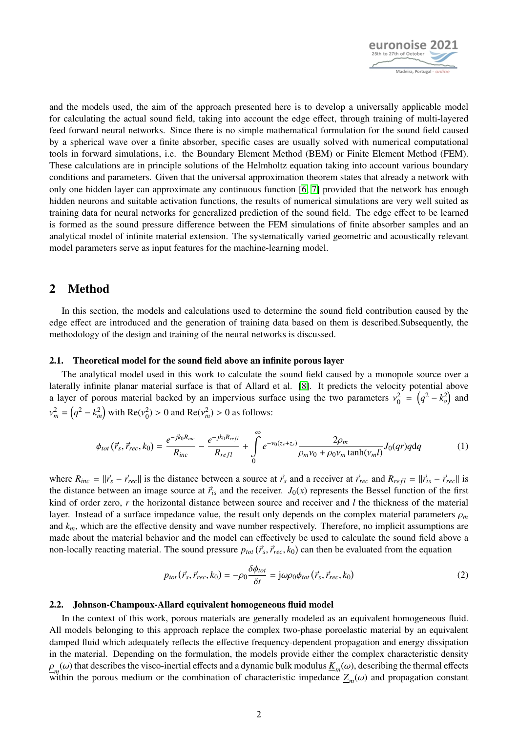and the models used, the aim of the approach presented here is to develop a universally applicable model for calculating the actual sound field, taking into account the edge effect, through training of multi-layered feed forward neural networks. Since there is no simple mathematical formulation for the sound field caused by a spherical wave over a finite absorber, specific cases are usually solved with numerical computational tools in forward simulations, i.e. the Boundary Element Method (BEM) or Finite Element Method (FEM). These calculations are in principle solutions of the Helmholtz equation taking into account various boundary conditions and parameters. Given that the universal approximation theorem states that already a network with only one hidden layer can approximate any continuous function [6, 7] provided that the network has enough hidden neurons and suitable activation functions, the results of numerical simulations are very well suited as training data for neural networks for generalized prediction of the sound field. The edge effect to be learned is formed as the sound pressure difference between the FEM simulations of finite absorber samples and an analytical model of infinite material extension. The systematically varied geometric and acoustically relevant model parameters serve as input features for the machine-learning model.

## 2 Method

In this section, the models and calculations used to determine the sound field contribution caused by the edge effect are introduced and the generation of training data based on them is described.Subsequently, the methodology of the design and training of the neural networks is discussed.

### 2.1. Theoretical model for the sound field above an infinite porous layer

The analytical model used in this work to calculate the sound field caused by a monopole source over a laterally infinite planar material surface is that of Allard et al. [8]. It predicts the velocity potential above a layer of porous material backed by an impervious surface using the two parameters $\nu_0^2 = \left(q^2 - k_o^2\right)$ and $\nu_m^2 = \left(q^2 - k_m^2\right)$ with $\mathrm{Re}(\nu_0^2) > 0$ and $\mathrm{Re}(\nu_m^2) > 0$ as follows:

$$\phi_{tot}\left(\vec{r}_s, \vec{r}_{rec}, k_0\right) = \frac{e^{-jk_0 R_{inc}}}{R_{inc}} - \frac{e^{-jk_0 R_{refl}}}{R_{refl}} + \int_0^\infty e^{-\nu_0(z_s+z_r)} \frac{2\rho_m}{\rho_m \nu_0 + \rho_0 \nu_m \tanh(\nu_m l)} J_0(qr) q \mathrm{d}q \tag{1}$$

where $R_{inc} = \|\vec{r}_s - \vec{r}_{rec}\|$ is the distance between a source at $\vec{r}_s$ and a receiver at $\vec{r}_{rec}$ and $R_{refl} = \|\vec{r}_{is} - \vec{r}_{rec}\|$ is the distance between an image source at $\vec{r}_{is}$ and the receiver. $J_0(x)$ represents the Bessel function of the first kind of order zero, $r$ the horizontal distance between source and receiver and $l$ the thickness of the material layer. Instead of a surface impedance value, the result only depends on the complex material parameters $\rho_m$ and $k_m$, which are the effective density and wave number respectively. Therefore, no implicit assumptions are made about the material behavior and the model can effectively be used to calculate the sound field above a non-locally reacting material. The sound pressure $p_{tot}\left(\vec{r}_s, \vec{r}_{rec}, k_0\right)$ can then be evaluated from the equation

$$p_{tot}\left(\vec{r}_s, \vec{r}_{rec}, k_0\right) = -\rho_0 \frac{\delta \phi_{tot}}{\delta t} = \mathrm{j}\omega\rho_0\phi_{tot}\left(\vec{r}_s, \vec{r}_{rec}, k_0\right) \tag{2}$$

### 2.2. Johnson-Champoux-Allard equivalent homogeneous fluid model

In the context of this work, porous materials are generally modeled as an equivalent homogeneous fluid. All models belonging to this approach replace the complex two-phase poroelastic material by an equivalent damped fluid which adequately reflects the effective frequency-dependent propagation and energy dissipation in the material. Depending on the formulation, the models provide either the complex characteristic density $\underline{\rho}_m(\omega)$ that describes the visco-inertial effects and a dynamic bulk modulus $\underline{K}_m(\omega)$, describing the thermal effects within the porous medium or the combination of characteristic impedance $\underline{Z}_m(\omega)$ and propagation constant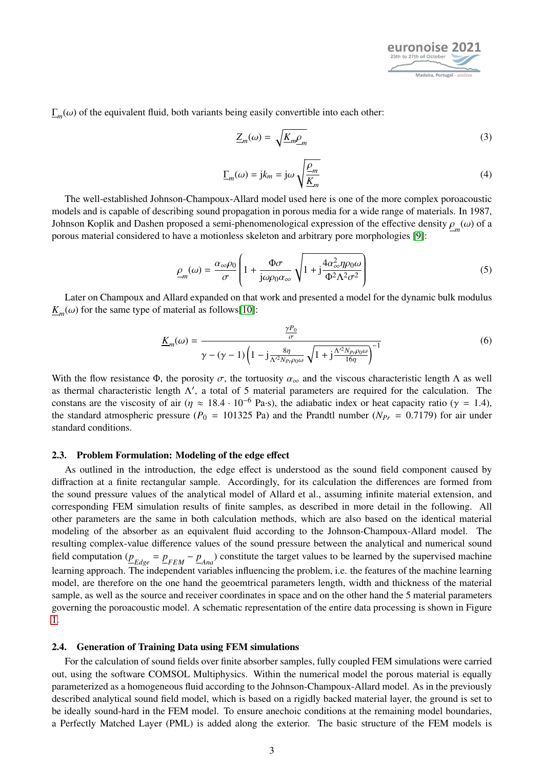$\underline{\Gamma}_m(\omega)$ of the equivalent fluid, both variants being easily convertible into each other:

$$\underline{Z}_m(\omega) = \sqrt{\underline{K}_m \underline{\rho}_m} \tag{3}$$

$$\underline{\Gamma}_m(\omega) = \mathrm{j}k_m = \mathrm{j}\omega\sqrt{\frac{\underline{\rho}_m}{\underline{K}_m}} \tag{4}$$

The well-established Johnson-Champoux-Allard model used here is one of the more complex poroacoustic models and is capable of describing sound propagation in porous media for a wide range of materials. In 1987, Johnson Koplik and Dashen proposed a semi-phenomenological expression of the effective density $\underline{\rho}_m(\omega)$ of a porous material considered to have a motionless skeleton and arbitrary pore morphologies [9]:

$$\underline{\rho}_m(\omega) = \frac{\alpha_\infty \rho_0}{\sigma}\left(1 + \frac{\Phi\sigma}{\mathrm{j}\omega\rho_0\alpha_\infty}\sqrt{1 + \mathrm{j}\frac{4\alpha_\infty^2 \eta \rho_0 \omega}{\Phi^2 \Lambda^2 \sigma^2}}\right) \tag{5}$$

Later on Champoux and Allard expanded on that work and presented a model for the dynamic bulk modulus $\underline{K}_m(\omega)$ for the same type of material as follows[10]:

$$\underline{K}_m(\omega) = \frac{\frac{\gamma P_0}{\sigma}}{\gamma - (\gamma - 1)\left(1 - \mathrm{j}\frac{8\eta}{\Lambda'^2 N_{Pr}\rho_0\omega}\sqrt{1 + \mathrm{j}\frac{\Lambda'^2 N_{Pr}\rho_0\omega}{16\eta}}\right)^{-1}} \tag{6}$$

With the flow resistance $\Phi$, the porosity $\sigma$, the tortuosity $\alpha_\infty$ and the viscous characteristic length $\Lambda$ as well as thermal characteristic length $\Lambda'$, a total of 5 material parameters are required for the calculation. The constans are the viscosity of air ($\eta \approx 18.4 \cdot 10^{-6}$ Pa·s), the adiabatic index or heat capacity ratio ($\gamma = 1.4$), the standard atmospheric pressure ($P_0 = 101325$ Pa) and the Prandtl number ($N_{Pr} = 0.7179$) for air under standard conditions.

### 2.3. Problem Formulation: Modeling of the edge effect

As outlined in the introduction, the edge effect is understood as the sound field component caused by diffraction at a finite rectangular sample. Accordingly, for its calculation the differences are formed from the sound pressure values of the analytical model of Allard et al., assuming infinite material extension, and corresponding FEM simulation results of finite samples, as described in more detail in the following. All other parameters are the same in both calculation methods, which are also based on the identical material modeling of the absorber as an equivalent fluid according to the Johnson-Champoux-Allard model. The resulting complex-value difference values of the sound pressure between the analytical and numerical sound field computation ($\underline{p}_{Edge} = \underline{p}_{FEM} - \underline{p}_{Ana}$) constitute the target values to be learned by the supervised machine learning approach. The independent variables influencing the problem, i.e. the features of the machine learning model, are therefore on the one hand the geoemtrical parameters length, width and thickness of the material sample, as well as the source and receiver coordinates in space and on the other hand the 5 material parameters governing the poroacoustic model. A schematic representation of the entire data processing is shown in Figure 1.

### 2.4. Generation of Training Data using FEM simulations

For the calculation of sound fields over finite absorber samples, fully coupled FEM simulations were carried out, using the software COMSOL Multiphysics. Within the numerical model the porous material is equally parameterized as a homogeneous fluid according to the Johnson-Champoux-Allard model. As in the previously described analytical sound field model, which is based on a rigidly backed material layer, the ground is set to be ideally sound-hard in the FEM model. To ensure anechoic conditions at the remaining model boundaries, a Perfectly Matched Layer (PML) is added along the exterior. The basic structure of the FEM models is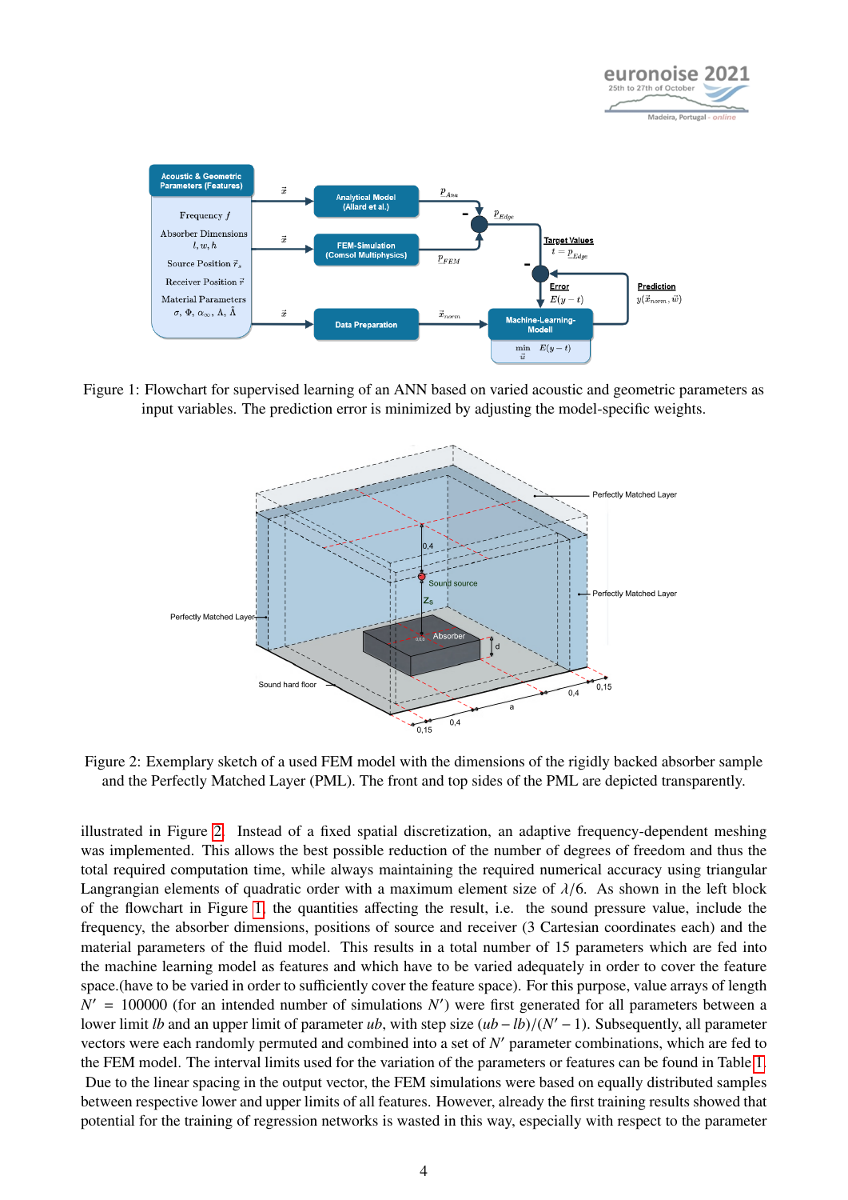Figure 1: Flowchart for supervised learning of an ANN based on varied acoustic and geometric parameters as input variables. The prediction error is minimized by adjusting the model-specific weights.

Figure 2: Exemplary sketch of a used FEM model with the dimensions of the rigidly backed absorber sample and the Perfectly Matched Layer (PML). The front and top sides of the PML are depicted transparently.

illustrated in Figure 2. Instead of a fixed spatial discretization, an adaptive frequency-dependent meshing was implemented. This allows the best possible reduction of the number of degrees of freedom and thus the total required computation time, while always maintaining the required numerical accuracy using triangular Langrangian elements of quadratic order with a maximum element size of $\lambda/6$. As shown in the left block of the flowchart in Figure 1, the quantities affecting the result, i.e. the sound pressure value, include the frequency, the absorber dimensions, positions of source and receiver (3 Cartesian coordinates each) and the material parameters of the fluid model. This results in a total number of 15 parameters which are fed into the machine learning model as features and which have to be varied adequately in order to cover the feature space.(have to be varied in order to sufficiently cover the feature space). For this purpose, value arrays of length $N' = 100000$ (for an intended number of simulations $N'$) were first generated for all parameters between a lower limit $lb$ and an upper limit of parameter $ub$, with step size $(ub - lb)/(N' - 1)$. Subsequently, all parameter vectors were each randomly permuted and combined into a set of $N'$ parameter combinations, which are fed to the FEM model. The interval limits used for the variation of the parameters or features can be found in Table 1. Due to the linear spacing in the output vector, the FEM simulations were based on equally distributed samples between respective lower and upper limits of all features. However, already the first training results showed that potential for the training of regression networks is wasted in this way, especially with respect to the parameter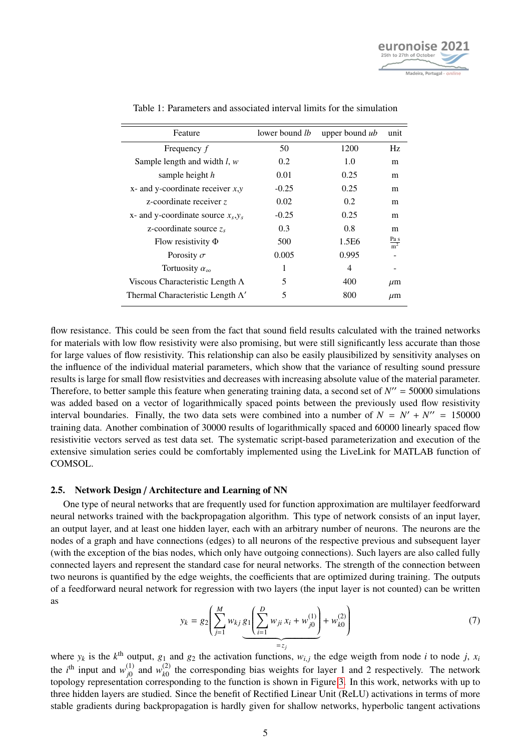Table 1: Parameters and associated interval limits for the simulation

| Feature | lower bound $lb$ | upper bound $ub$ | unit |
|---|---|---|---|
| Frequency $f$ | 50 | 1200 | Hz |
| Sample length and width $l$, $w$ | 0.2 | 1.0 | m |
| sample height $h$ | 0.01 | 0.25 | m |
| x- and y-coordinate receiver $x$,$y$ | -0.25 | 0.25 | m |
| z-coordinate receiver $z$ | 0.02 | 0.2 | m |
| x- and y-coordinate source $x_s$,$y_s$ | -0.25 | 0.25 | m |
| z-coordinate source $z_s$ | 0.3 | 0.8 | m |
| Flow resistivity $\Phi$ | 500 | 1.5E6 | $\frac{\text{Pa s}}{\text{m}^2}$ |
| Porosity $\sigma$ | 0.005 | 0.995 | - |
| Tortuosity $\alpha_\infty$ | 1 | 4 | - |
| Viscous Characteristic Length $\Lambda$ | 5 | 400 | $\mu$m |
| Thermal Characteristic Length $\Lambda'$ | 5 | 800 | $\mu$m |

flow resistance. This could be seen from the fact that sound field results calculated with the trained networks for materials with low flow resistivity were also promising, but were still significantly less accurate than those for large values of flow resistivity. This relationship can also be easily plausibilized by sensitivity analyses on the influence of the individual material parameters, which show that the variance of resulting sound pressure results is large for small flow resistvities and decreases with increasing absolute value of the material parameter. Therefore, to better sample this feature when generating training data, a second set of $N'' = 50000$ simulations was added based on a vector of logarithmically spaced points between the previously used flow resistivity interval boundaries. Finally, the two data sets were combined into a number of $N = N' + N'' = 150000$ training data. Another combination of 30000 results of logarithmically spaced and 60000 linearly spaced flow resistivitie vectors served as test data set. The systematic script-based parameterization and execution of the extensive simulation series could be comfortably implemented using the LiveLink for MATLAB function of COMSOL.

### 2.5. Network Design / Architecture and Learning of NN

One type of neural networks that are frequently used for function approximation are multilayer feedforward neural networks trained with the backpropagation algorithm. This type of network consists of an input layer, an output layer, and at least one hidden layer, each with an arbitrary number of neurons. The neurons are the nodes of a graph and have connections (edges) to all neurons of the respective previous and subsequent layer (with the exception of the bias nodes, which only have outgoing connections). Such layers are also called fully connected layers and represent the standard case for neural networks. The strength of the connection between two neurons is quantified by the edge weights, the coefficients that are optimized during training. The outputs of a feedforward neural network for regression with two layers (the input layer is not counted) can be written as

$$y_k = g_2\left(\sum_{j=1}^{M} w_{kj}\, \underbrace{g_1\left(\sum_{i=1}^{D} w_{ji}\, x_i + w_{j0}^{(1)}\right)}_{=z_j} + w_{k0}^{(2)}\right) \tag{7}$$

where $y_k$ is the $k^{\text{th}}$ output, $g_1$ and $g_2$ the activation functions, $w_{i,j}$ the edge weigth from node $i$ to node $j$, $x_i$ the $i^{\text{th}}$ input and $w_{j0}^{(1)}$ and $w_{k0}^{(2)}$ the corresponding bias weights for layer 1 and 2 respectively. The network topology representation corresponding to the function is shown in Figure 3. In this work, networks with up to three hidden layers are studied. Since the benefit of Rectified Linear Unit (ReLU) activations in terms of more stable gradients during backpropagation is hardly given for shallow networks, hyperbolic tangent activations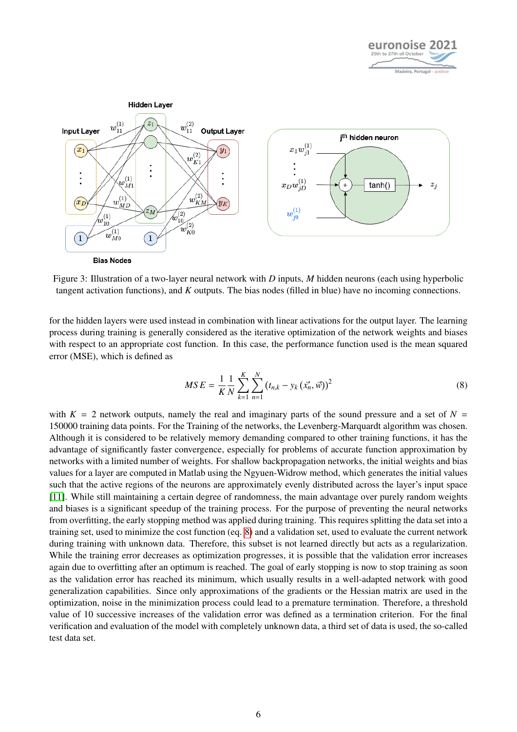Figure 3: Illustration of a two-layer neural network with $D$ inputs, $M$ hidden neurons (each using hyperbolic tangent activation functions), and $K$ outputs. The bias nodes (filled in blue) have no incoming connections.

for the hidden layers were used instead in combination with linear activations for the output layer. The learning process during training is generally considered as the iterative optimization of the network weights and biases with respect to an appropriate cost function. In this case, the performance function used is the mean squared error (MSE), which is defined as

$$MSE = \frac{1}{K}\frac{1}{N}\sum_{k=1}^{K}\sum_{n=1}^{N}\left(t_{n,k} - y_k\left(\vec{x}_n, \vec{w}\right)\right)^2 \tag{8}$$

with $K = 2$ network outputs, namely the real and imaginary parts of the sound pressure and a set of $N = 150000$ training data points. For the Training of the networks, the Levenberg-Marquardt algorithm was chosen. Although it is considered to be relatively memory demanding compared to other training functions, it has the advantage of significantly faster convergence, especially for problems of accurate function approximation by networks with a limited number of weights. For shallow backpropagation networks, the initial weights and bias values for a layer are computed in Matlab using the Ngyuen-Widrow method, which generates the initial values such that the active regions of the neurons are approximately evenly distributed across the layer's input space [11]. While still maintaining a certain degree of randomness, the main advantage over purely random weights and biases is a significant speedup of the training process. For the purpose of preventing the neural networks from overfitting, the early stopping method was applied during training. This requires splitting the data set into a training set, used to minimize the cost function (eq. 8) and a validation set, used to evaluate the current network during training with unknown data. Therefore, this subset is not learned directly but acts as a regularization. While the training error decreases as optimization progresses, it is possible that the validation error increases again due to overfitting after an optimum is reached. The goal of early stopping is now to stop training as soon as the validation error has reached its minimum, which usually results in a well-adapted network with good generalization capabilities. Since only approximations of the gradients or the Hessian matrix are used in the optimization, noise in the minimization process could lead to a premature termination. Therefore, a threshold value of 10 successive increases of the validation error was defined as a termination criterion. For the final verification and evaluation of the model with completely unknown data, a third set of data is used, the so-called test data set.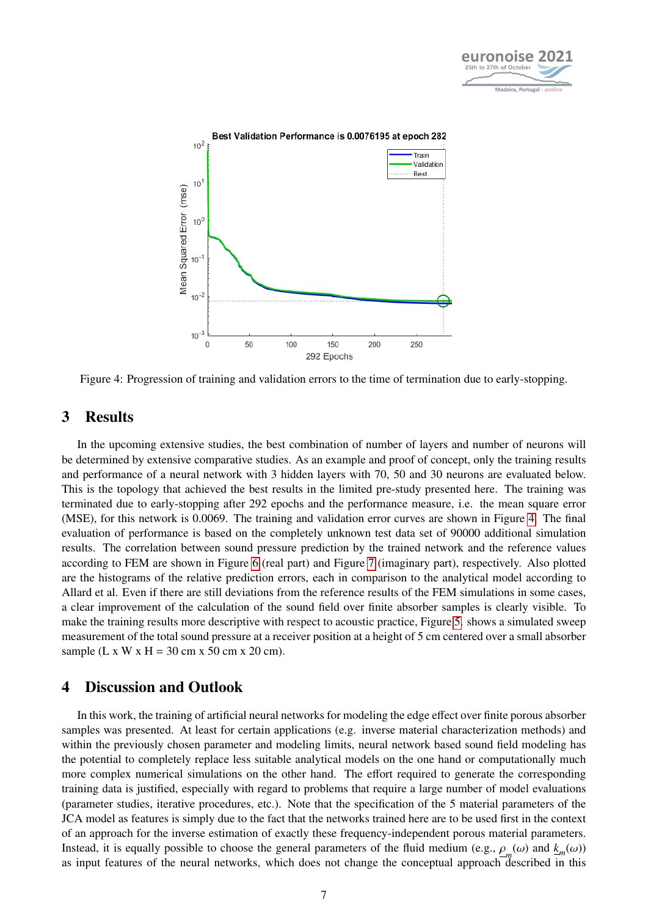Figure 4: Progression of training and validation errors to the time of termination due to early-stopping.

## 3 Results

In the upcoming extensive studies, the best combination of number of layers and number of neurons will be determined by extensive comparative studies. As an example and proof of concept, only the training results and performance of a neural network with 3 hidden layers with 70, 50 and 30 neurons are evaluated below. This is the topology that achieved the best results in the limited pre-study presented here. The training was terminated due to early-stopping after 292 epochs and the performance measure, i.e. the mean square error (MSE), for this network is 0.0069. The training and validation error curves are shown in Figure 4. The final evaluation of performance is based on the completely unknown test data set of 90000 additional simulation results. The correlation between sound pressure prediction by the trained network and the reference values according to FEM are shown in Figure 6 (real part) and Figure 7 (imaginary part), respectively. Also plotted are the histograms of the relative prediction errors, each in comparison to the analytical model according to Allard et al. Even if there are still deviations from the reference results of the FEM simulations in some cases, a clear improvement of the calculation of the sound field over finite absorber samples is clearly visible. To make the training results more descriptive with respect to acoustic practice, Figure 5 shows a simulated sweep measurement of the total sound pressure at a receiver position at a height of 5 cm centered over a small absorber sample (L x W x H = 30 cm x 50 cm x 20 cm).

## 4 Discussion and Outlook

In this work, the training of artificial neural networks for modeling the edge effect over finite porous absorber samples was presented. At least for certain applications (e.g. inverse material characterization methods) and within the previously chosen parameter and modeling limits, neural network based sound field modeling has the potential to completely replace less suitable analytical models on the one hand or computationally much more complex numerical simulations on the other hand. The effort required to generate the corresponding training data is justified, especially with regard to problems that require a large number of model evaluations (parameter studies, iterative procedures, etc.). Note that the specification of the 5 material parameters of the JCA model as features is simply due to the fact that the networks trained here are to be used first in the context of an approach for the inverse estimation of exactly these frequency-independent porous material parameters. Instead, it is equally possible to choose the general parameters of the fluid medium (e.g., $\underline{\rho}_m(\omega)$ and $\underline{k}_m(\omega)$) as input features of the neural networks, which does not change the conceptual approach described in this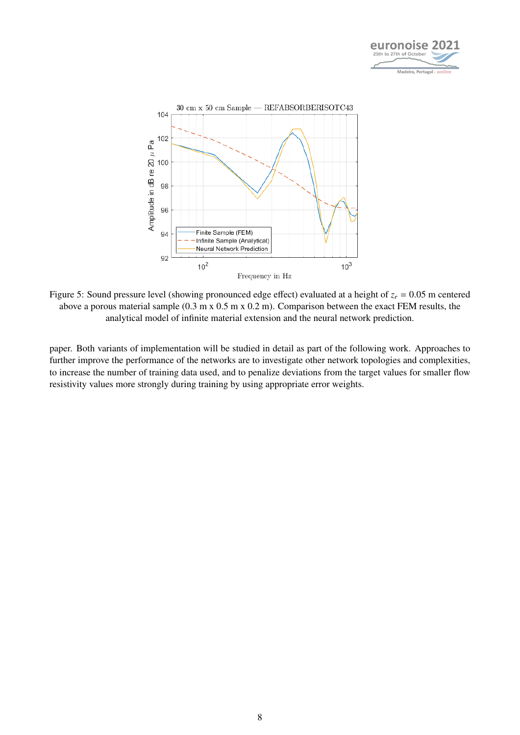Figure 5: Sound pressure level (showing pronounced edge effect) evaluated at a height of $z_r = 0.05$ m centered above a porous material sample (0.3 m x 0.5 m x 0.2 m). Comparison between the exact FEM results, the analytical model of infinite material extension and the neural network prediction.

paper. Both variants of implementation will be studied in detail as part of the following work. Approaches to further improve the performance of the networks are to investigate other network topologies and complexities, to increase the number of training data used, and to penalize deviations from the target values for smaller flow resistivity values more strongly during training by using appropriate error weights.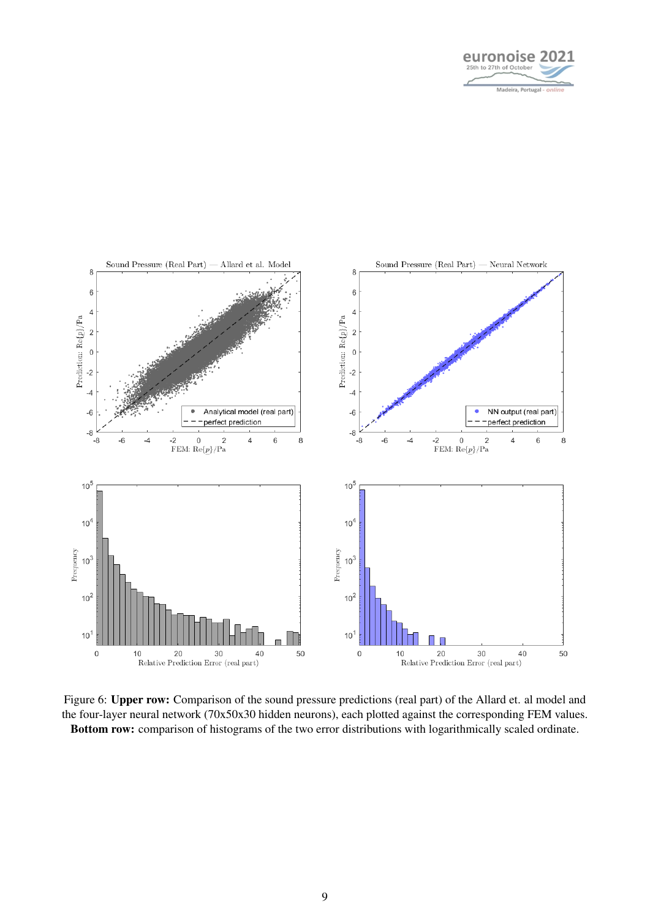Figure 6: **Upper row:** Comparison of the sound pressure predictions (real part) of the Allard et. al model and the four-layer neural network (70x50x30 hidden neurons), each plotted against the corresponding FEM values. **Bottom row:** comparison of histograms of the two error distributions with logarithmically scaled ordinate.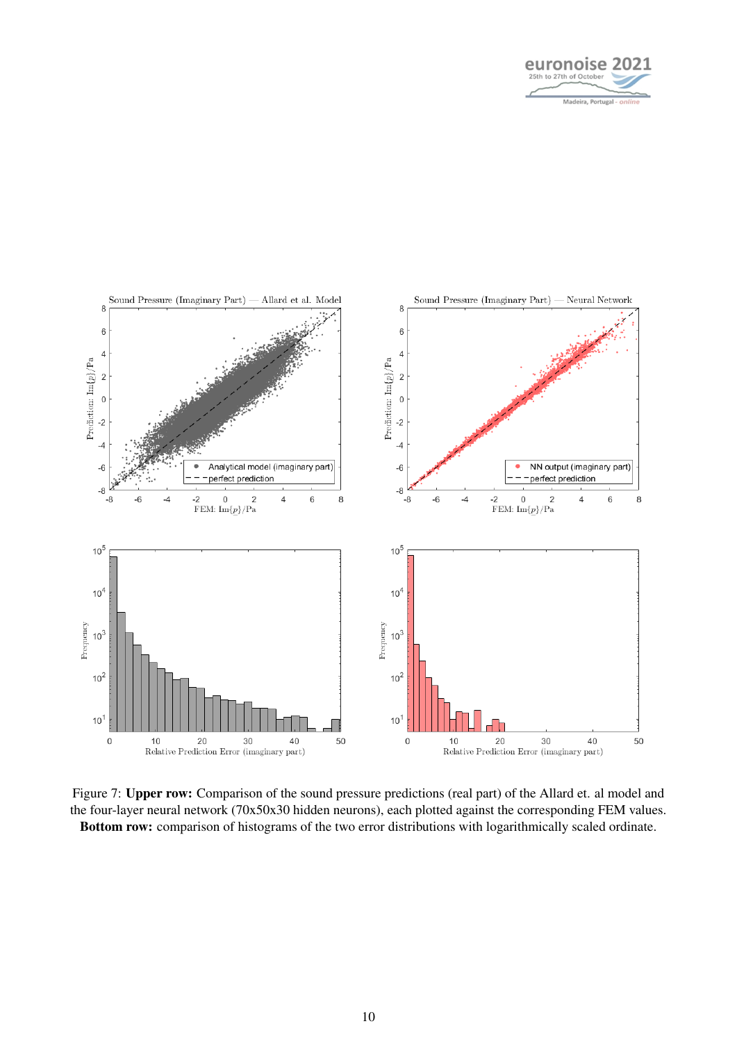Figure 7: **Upper row:** Comparison of the sound pressure predictions (real part) of the Allard et. al model and the four-layer neural network (70x50x30 hidden neurons), each plotted against the corresponding FEM values. **Bottom row:** comparison of histograms of the two error distributions with logarithmically scaled ordinate.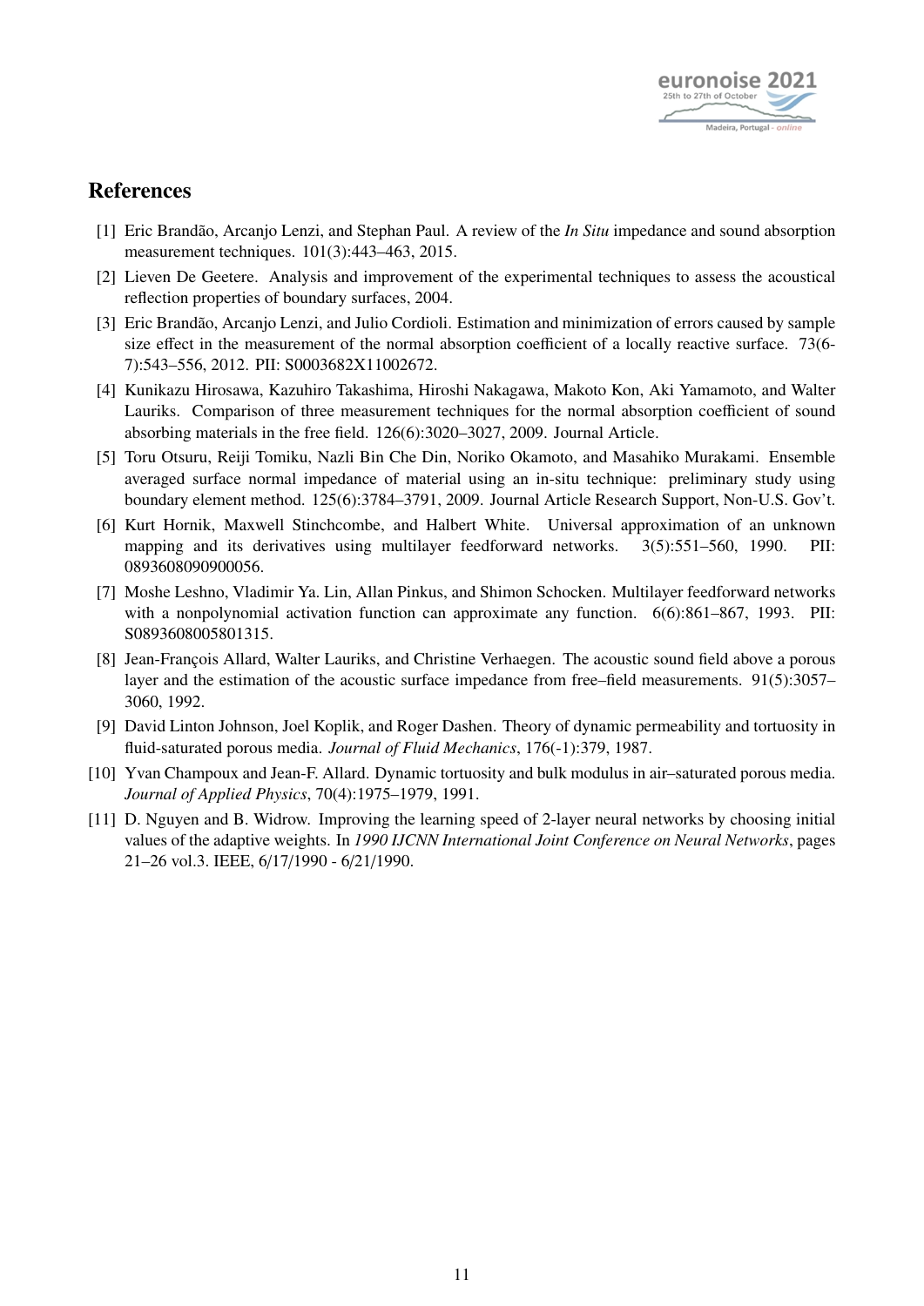## References

[1] Eric Brandão, Arcanjo Lenzi, and Stephan Paul. A review of the *In Situ* impedance and sound absorption measurement techniques. 101(3):443–463, 2015.

[2] Lieven De Geetere. Analysis and improvement of the experimental techniques to assess the acoustical reflection properties of boundary surfaces, 2004.

[3] Eric Brandão, Arcanjo Lenzi, and Julio Cordioli. Estimation and minimization of errors caused by sample size effect in the measurement of the normal absorption coefficient of a locally reactive surface. 73(6-7):543–556, 2012. PII: S0003682X11002672.

[4] Kunikazu Hirosawa, Kazuhiro Takashima, Hiroshi Nakagawa, Makoto Kon, Aki Yamamoto, and Walter Lauriks. Comparison of three measurement techniques for the normal absorption coefficient of sound absorbing materials in the free field. 126(6):3020–3027, 2009. Journal Article.

[5] Toru Otsuru, Reiji Tomiku, Nazli Bin Che Din, Noriko Okamoto, and Masahiko Murakami. Ensemble averaged surface normal impedance of material using an in-situ technique: preliminary study using boundary element method. 125(6):3784–3791, 2009. Journal Article Research Support, Non-U.S. Gov't.

[6] Kurt Hornik, Maxwell Stinchcombe, and Halbert White. Universal approximation of an unknown mapping and its derivatives using multilayer feedforward networks. 3(5):551–560, 1990. PII: 0893608090900056.

[7] Moshe Leshno, Vladimir Ya. Lin, Allan Pinkus, and Shimon Schocken. Multilayer feedforward networks with a nonpolynomial activation function can approximate any function. 6(6):861–867, 1993. PII: S0893608005801315.

[8] Jean-François Allard, Walter Lauriks, and Christine Verhaegen. The acoustic sound field above a porous layer and the estimation of the acoustic surface impedance from free–field measurements. 91(5):3057–3060, 1992.

[9] David Linton Johnson, Joel Koplik, and Roger Dashen. Theory of dynamic permeability and tortuosity in fluid-saturated porous media. *Journal of Fluid Mechanics*, 176(-1):379, 1987.

[10] Yvan Champoux and Jean-F. Allard. Dynamic tortuosity and bulk modulus in air–saturated porous media. *Journal of Applied Physics*, 70(4):1975–1979, 1991.

[11] D. Nguyen and B. Widrow. Improving the learning speed of 2-layer neural networks by choosing initial values of the adaptive weights. In *1990 IJCNN International Joint Conference on Neural Networks*, pages 21–26 vol.3. IEEE, 6/17/1990 - 6/21/1990.